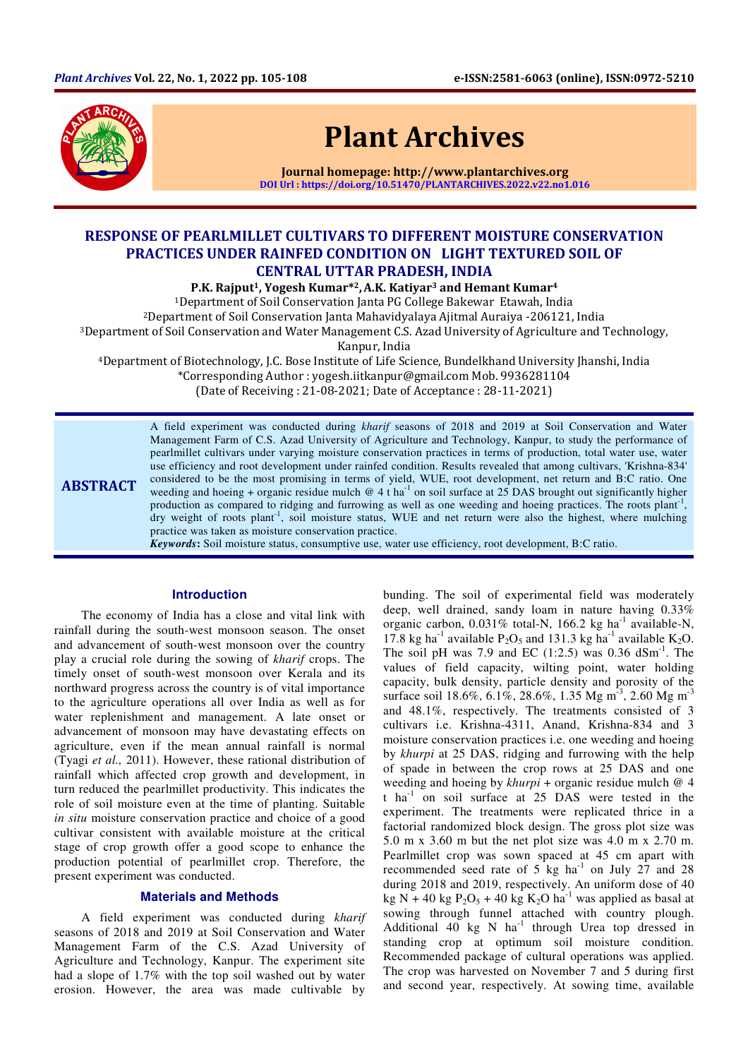# RESPONSE OF PEARLMILLET CULTIVARS TO DIFFERENT MOISTURE CONSERVATION PRACTICES UNDER RAINFED CONDITION ON LIGHT TEXTURED SOIL OF CENTRAL UTTAR PRADESH, INDIA

**P.K. Rajput[1], Yogesh Kumar*[2], A.K. Katiyar[3] and Hemant Kumar[4]**

[1]Department of Soil Conservation Janta PG College Bakewar Etawah, India

[2]Department of Soil Conservation Janta Mahavidyalaya Ajitmal Auraiya -206121, India

[3]Department of Soil Conservation and Water Management C.S. Azad University of Agriculture and Technology, Kanpur, India

[4]Department of Biotechnology, J.C. Bose Institute of Life Science, Bundelkhand University Jhansi, India

*Corresponding Author : yogesh.iitkanpur@gmail.com Mob. 9936281104

(Date of Receiving : 21-08-2021; Date of Acceptance : 28-11-2021)

## ABSTRACT

A field experiment was conducted during *kharif* seasons of 2018 and 2019 at Soil Conservation and Water Management Farm of C.S. Azad University of Agriculture and Technology, Kanpur, to study the performance of pearlmillet cultivars under varying moisture conservation practices in terms of production, total water use, water use efficiency and root development under rainfed condition. Results revealed that among cultivars, 'Krishna-834' considered to be the most promising in terms of yield, WUE, root development, net return and B:C ratio. One weeding and hoeing + organic residue mulch @ 4 t $ha^{-1}$ on soil surface at 25 DAS brought out significantly higher production as compared to ridging and furrowing as well as one weeding and hoeing practices. The roots $plant^{-1}$, dry weight of roots $plant^{-1}$, soil moisture status, WUE and net return were also the highest, where mulching practice was taken as moisture conservation practice.

***Keywords*:** Soil moisture status, consumptive use, water use efficiency, root development, B:C ratio.

## Introduction

The economy of India has a close and vital link with rainfall during the south-west monsoon season. The onset and advancement of south-west monsoon over the country play a crucial role during the sowing of *kharif* crops. The timely onset of south-west monsoon over Kerala and its northward progress across the country is of vital importance to the agriculture operations all over India as well as for water replenishment and management. A late onset or advancement of monsoon may have devastating effects on agriculture, even if the mean annual rainfall is normal (Tyagi *et al.,* 2011). However, these rational distribution of rainfall which affected crop growth and development, in turn reduced the pearlmillet productivity. This indicates the role of soil moisture even at the time of planting. Suitable *in situ* moisture conservation practice and choice of a good cultivar consistent with available moisture at the critical stage of crop growth offer a good scope to enhance the production potential of pearlmillet crop. Therefore, the present experiment was conducted.

## Materials and Methods

A field experiment was conducted during *kharif* seasons of 2018 and 2019 at Soil Conservation and Water Management Farm of the C.S. Azad University of Agriculture and Technology, Kanpur. The experiment site had a slope of 1.7% with the top soil washed out by water erosion. However, the area was made cultivable by bunding. The soil of experimental field was moderately deep, well drained, sandy loam in nature having 0.33% organic carbon, 0.031% total-N, 166.2 kg $ha^{-1}$ available-N, 17.8 kg $ha^{-1}$ available $P_2O_5$ and 131.3 kg $ha^{-1}$ available $K_2O$. The soil pH was 7.9 and EC (1:2.5) was 0.36 $dSm^{-1}$. The values of field capacity, wilting point, water holding capacity, bulk density, particle density and porosity of the surface soil 18.6%, 6.1%, 28.6%, 1.35 Mg $m^{-3}$, 2.60 Mg $m^{-3}$ and 48.1%, respectively. The treatments consisted of 3 cultivars i.e. Krishna-4311, Anand, Krishna-834 and 3 moisture conservation practices i.e. one weeding and hoeing by *khurpi* at 25 DAS, ridging and furrowing with the help of spade in between the crop rows at 25 DAS and one weeding and hoeing by *khurpi* + organic residue mulch @ 4 t $ha^{-1}$ on soil surface at 25 DAS were tested in the experiment. The treatments were replicated thrice in a factorial randomized block design. The gross plot size was 5.0 m x 3.60 m but the net plot size was 4.0 m x 2.70 m. Pearlmillet crop was sown spaced at 45 cm apart with recommended seed rate of 5 kg $ha^{-1}$ on July 27 and 28 during 2018 and 2019, respectively. An uniform dose of 40 kg N + 40 kg $P_2O_5$ + 40 kg $K_2O$ $ha^{-1}$ was applied as basal at sowing through funnel attached with country plough. Additional 40 kg N $ha^{-1}$ through Urea top dressed in standing crop at optimum soil moisture condition. Recommended package of cultural operations was applied. The crop was harvested on November 7 and 5 during first and second year, respectively. At sowing time, available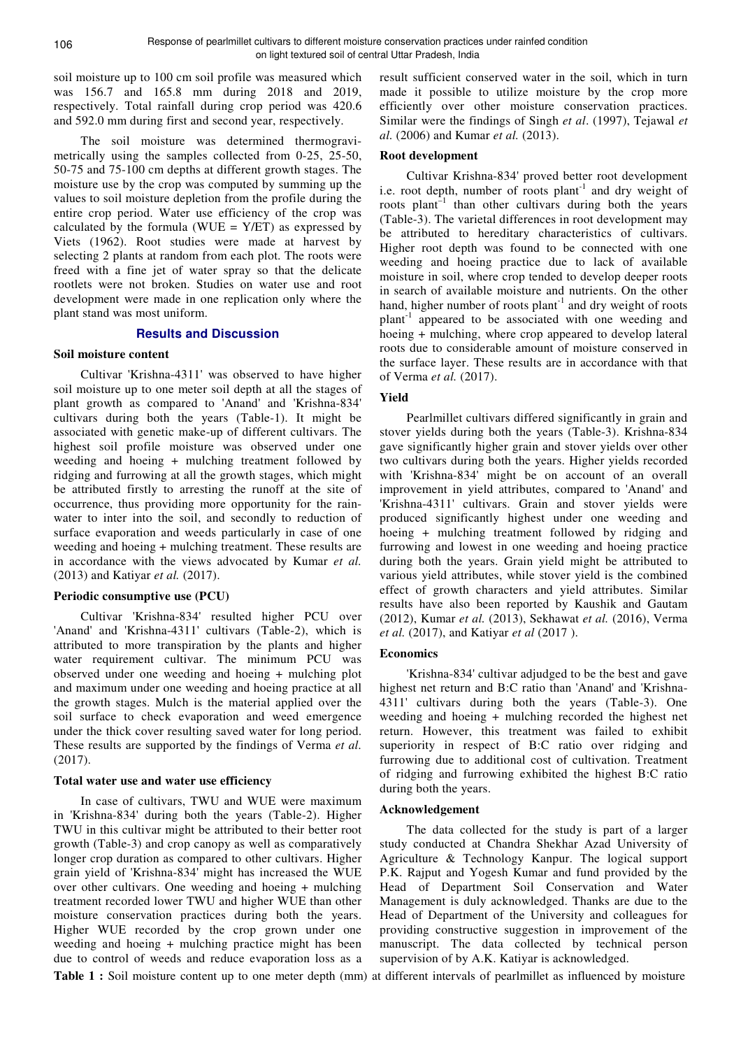soil moisture up to 100 cm soil profile was measured which was 156.7 and 165.8 mm during 2018 and 2019, respectively. Total rainfall during crop period was 420.6 and 592.0 mm during first and second year, respectively.

The soil moisture was determined thermogravimetrically using the samples collected from 0-25, 25-50, 50-75 and 75-100 cm depths at different growth stages. The moisture use by the crop was computed by summing up the values to soil moisture depletion from the profile during the entire crop period. Water use efficiency of the crop was calculated by the formula (WUE = Y/ET) as expressed by Viets (1962). Root studies were made at harvest by selecting 2 plants at random from each plot. The roots were freed with a fine jet of water spray so that the delicate rootlets were not broken. Studies on water use and root development were made in one replication only where the plant stand was most uniform.

## Results and Discussion

### Soil moisture content

Cultivar 'Krishna-4311' was observed to have higher soil moisture up to one meter soil depth at all the stages of plant growth as compared to 'Anand' and 'Krishna-834' cultivars during both the years (Table-1). It might be associated with genetic make-up of different cultivars. The highest soil profile moisture was observed under one weeding and hoeing + mulching treatment followed by ridging and furrowing at all the growth stages, which might be attributed firstly to arresting the runoff at the site of occurrence, thus providing more opportunity for the rainwater to inter into the soil, and secondly to reduction of surface evaporation and weeds particularly in case of one weeding and hoeing + mulching treatment. These results are in accordance with the views advocated by Kumar *et al.* (2013) and Katiyar *et al.* (2017).

### Periodic consumptive use (PCU)

Cultivar 'Krishna-834' resulted higher PCU over 'Anand' and 'Krishna-4311' cultivars (Table-2), which is attributed to more transpiration by the plants and higher water requirement cultivar. The minimum PCU was observed under one weeding and hoeing + mulching plot and maximum under one weeding and hoeing practice at all the growth stages. Mulch is the material applied over the soil surface to check evaporation and weed emergence under the thick cover resulting saved water for long period. These results are supported by the findings of Verma *et al.* (2017).

### Total water use and water use efficiency

In case of cultivars, TWU and WUE were maximum in 'Krishna-834' during both the years (Table-2). Higher TWU in this cultivar might be attributed to their better root growth (Table-3) and crop canopy as well as comparatively longer crop duration as compared to other cultivars. Higher grain yield of 'Krishna-834' might has increased the WUE over other cultivars. One weeding and hoeing + mulching treatment recorded lower TWU and higher WUE than other moisture conservation practices during both the years. Higher WUE recorded by the crop grown under one weeding and hoeing + mulching practice might has been due to control of weeds and reduce evaporation loss as a result sufficient conserved water in the soil, which in turn made it possible to utilize moisture by the crop more efficiently over other moisture conservation practices. Similar were the findings of Singh *et al*. (1997), Tejawal *et al.* (2006) and Kumar *et al.* (2013).

### Root development

Cultivar Krishna-834' proved better root development i.e. root depth, number of roots plant$^{-1}$ and dry weight of roots plant$^{-1}$ than other cultivars during both the years (Table-3). The varietal differences in root development may be attributed to hereditary characteristics of cultivars. Higher root depth was found to be connected with one weeding and hoeing practice due to lack of available moisture in soil, where crop tended to develop deeper roots in search of available moisture and nutrients. On the other hand, higher number of roots plant$^{-1}$ and dry weight of roots plant$^{-1}$ appeared to be associated with one weeding and hoeing + mulching, where crop appeared to develop lateral roots due to considerable amount of moisture conserved in the surface layer. These results are in accordance with that of Verma *et al.* (2017).

### Yield

Pearlmillet cultivars differed significantly in grain and stover yields during both the years (Table-3). Krishna-834 gave significantly higher grain and stover yields over other two cultivars during both the years. Higher yields recorded with 'Krishna-834' might be on account of an overall improvement in yield attributes, compared to 'Anand' and 'Krishna-4311' cultivars. Grain and stover yields were produced significantly highest under one weeding and hoeing + mulching treatment followed by ridging and furrowing and lowest in one weeding and hoeing practice during both the years. Grain yield might be attributed to various yield attributes, while stover yield is the combined effect of growth characters and yield attributes. Similar results have also been reported by Kaushik and Gautam (2012), Kumar *et al.* (2013), Sekhawat *et al.* (2016), Verma *et al.* (2017), and Katiyar *et al* (2017 ).

### Economics

'Krishna-834' cultivar adjudged to be the best and gave highest net return and B:C ratio than 'Anand' and 'Krishna-4311' cultivars during both the years (Table-3). One weeding and hoeing + mulching recorded the highest net return. However, this treatment was failed to exhibit superiority in respect of B:C ratio over ridging and furrowing due to additional cost of cultivation. Treatment of ridging and furrowing exhibited the highest B:C ratio during both the years.

### Acknowledgement

The data collected for the study is part of a larger study conducted at Chandra Shekhar Azad University of Agriculture & Technology Kanpur. The logical support P.K. Rajput and Yogesh Kumar and fund provided by the Head of Department Soil Conservation and Water Management is duly acknowledged. Thanks are due to the Head of Department of the University and colleagues for providing constructive suggestion in improvement of the manuscript. The data collected by technical person supervision of by A.K. Katiyar is acknowledged.

**Table 1 :** Soil moisture content up to one meter depth (mm) at different intervals of pearlmillet as influenced by moisture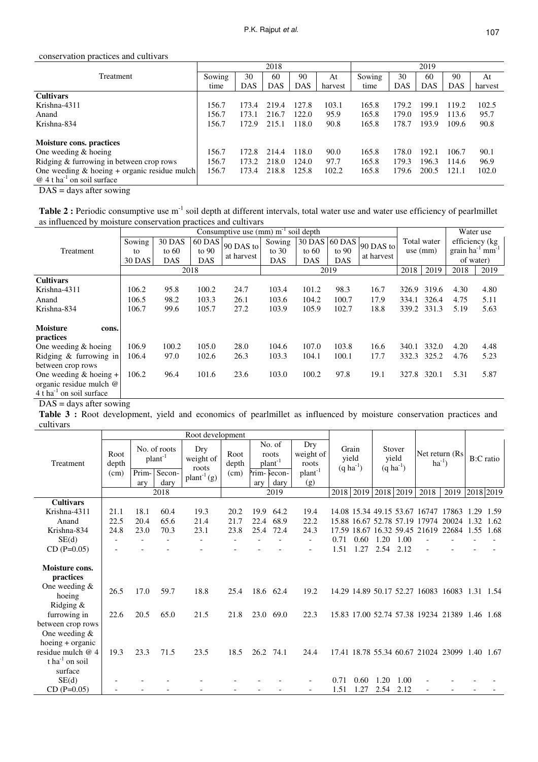conservation practices and cultivars

| Treatment | 2018 | | | | | 2019 | | | | |
|---|---|---|---|---|---|---|---|---|---|---|
| | Sowing time | 30 DAS | 60 DAS | 90 DAS | At harvest | Sowing time | 30 DAS | 60 DAS | 90 DAS | At harvest |
| **Cultivars** | | | | | | | | | | |
| Krishna-4311 | 156.7 | 173.4 | 219.4 | 127.8 | 103.1 | 165.8 | 179.2 | 199.1 | 119.2 | 102.5 |
| Anand | 156.7 | 173.1 | 216.7 | 122.0 | 95.9 | 165.8 | 179.0 | 195.9 | 113.6 | 95.7 |
| Krishna-834 | 156.7 | 172.9 | 215.1 | 118.0 | 90.8 | 165.8 | 178.7 | 193.9 | 109.6 | 90.8 |
| **Moisture cons. practices** | | | | | | | | | | |
| One weeding & hoeing | 156.7 | 172.8 | 214.4 | 118.0 | 90.0 | 165.8 | 178.0 | 192.1 | 106.7 | 90.1 |
| Ridging & furrowing in between crop rows | 156.7 | 173.2 | 218.0 | 124.0 | 97.7 | 165.8 | 179.3 | 196.3 | 114.6 | 96.9 |
| One weeding & hoeing + organic residue mulch @ 4 t ha$^{-1}$ on soil surface | 156.7 | 173.4 | 218.8 | 125.8 | 102.2 | 165.8 | 179.6 | 200.5 | 121.1 | 102.0 |

DAS = days after sowing

**Table 2 :** Periodic consumptive use m$^{-1}$ soil depth at different intervals, total water use and water use efficiency of pearlmillet as influenced by moisture conservation practices and cultivars

| Treatment | Consumptive use (mm) m$^{-1}$ soil depth | | | | | | | | Total water use (mm) | | Water use efficiency (kg grain ha$^{-1}$ mm$^{-1}$ of water) | |
|---|---|---|---|---|---|---|---|---|---|---|---|---|
| | Sowing to 30 DAS | 30 DAS to 60 DAS | 60 DAS to 90 DAS | 90 DAS to at harvest | Sowing to 30 DAS | 30 DAS to 60 DAS | 60 DAS to 90 DAS | 90 DAS to at harvest | | | | |
| | 2018 | | | | 2019 | | | | 2018 | 2019 | 2018 | 2019 |
| **Cultivars** | | | | | | | | | | | | |
| Krishna-4311 | 106.2 | 95.8 | 100.2 | 24.7 | 103.4 | 101.2 | 98.3 | 16.7 | 326.9 | 319.6 | 4.30 | 4.80 |
| Anand | 106.5 | 98.2 | 103.3 | 26.1 | 103.6 | 104.2 | 100.7 | 17.9 | 334.1 | 326.4 | 4.75 | 5.11 |
| Krishna-834 | 106.7 | 99.6 | 105.7 | 27.2 | 103.9 | 105.9 | 102.7 | 18.8 | 339.2 | 331.3 | 5.19 | 5.63 |
| **Moisture cons. practices** | | | | | | | | | | | | |
| One weeding & hoeing | 106.9 | 100.2 | 105.0 | 28.0 | 104.6 | 107.0 | 103.8 | 16.6 | 340.1 | 332.0 | 4.20 | 4.48 |
| Ridging & furrowing in between crop rows | 106.4 | 97.0 | 102.6 | 26.3 | 103.3 | 104.1 | 100.1 | 17.7 | 332.3 | 325.2 | 4.76 | 5.23 |
| One weeding & hoeing + organic residue mulch @ 4 t ha$^{-1}$ on soil surface | 106.2 | 96.4 | 101.6 | 23.6 | 103.0 | 100.2 | 97.8 | 19.1 | 327.8 | 320.1 | 5.31 | 5.87 |

DAS = days after sowing

**Table 3 :** Root development, yield and economics of pearlmillet as influenced by moisture conservation practices and cultivars

| Treatment | Root development | | | | | | | | Grain yield (q ha$^{-1}$) | | Stover yield (q ha$^{-1}$) | | Net return (Rs ha$^{-1}$) | | B:C ratio | |
|---|---|---|---|---|---|---|---|---|---|---|---|---|---|---|---|---|
| | Root depth (cm) | No. of roots plant$^{-1}$ Primary | No. of roots plant$^{-1}$ Secondary | Dry weight of roots plant$^{-1}$ (g) | Root depth (cm) | No. of roots plant$^{-1}$ Primary | No. of roots plant$^{-1}$ Secondary | Dry weight of roots plant$^{-1}$ (g) | | | | | | | | |
| | 2018 | | | | 2019 | | | | 2018 | 2019 | 2018 | 2019 | 2018 | 2019 | 2018 | 2019 |
| **Cultivars** | | | | | | | | | | | | | | | | |
| Krishna-4311 | 21.1 | 18.1 | 60.4 | 19.3 | 20.2 | 19.9 | 64.2 | 19.4 | 14.08 | 15.34 | 49.15 | 53.67 | 16747 | 17863 | 1.29 | 1.59 |
| Anand | 22.5 | 20.4 | 65.6 | 21.4 | 21.7 | 22.4 | 68.9 | 22.2 | 15.88 | 16.67 | 52.78 | 57.19 | 17974 | 20024 | 1.32 | 1.62 |
| Krishna-834 | 24.8 | 23.0 | 70.3 | 23.1 | 23.8 | 25.4 | 72.4 | 24.3 | 17.59 | 18.67 | 59.45 | 59.45 | 21619 | 22684 | 1.55 | 1.68 |
| SE(d) | - | - | - | - | - | - | - | - | 0.71 | 0.60 | 1.20 | 1.00 | - | - | - | - |
| CD (P=0.05) | - | - | - | - | - | - | - | - | 1.51 | 1.27 | 2.54 | 2.12 | - | - | - | - |
| **Moisture cons. practices** | | | | | | | | | | | | | | | | |
| One weeding & hoeing | 26.5 | 17.0 | 59.7 | 18.8 | 25.4 | 18.6 | 62.4 | 19.2 | 14.29 | 14.89 | 50.17 | 52.27 | 16083 | 16083 | 1.31 | 1.54 |
| Ridging & furrowing in between crop rows | 22.6 | 20.5 | 65.0 | 21.5 | 21.8 | 23.0 | 69.0 | 22.3 | 15.83 | 17.00 | 52.74 | 57.38 | 19234 | 21389 | 1.46 | 1.68 |
| One weeding & hoeing + organic residue mulch @ 4 t ha$^{-1}$ on soil surface | 19.3 | 23.3 | 71.5 | 23.5 | 18.5 | 26.2 | 74.1 | 24.4 | 17.41 | 18.78 | 55.34 | 60.67 | 21024 | 23099 | 1.40 | 1.67 |
| SE(d) | - | - | - | - | - | - | - | - | 0.71 | 0.60 | 1.20 | 1.00 | - | - | - | - |
| CD (P=0.05) | - | - | - | - | - | - | - | - | 1.51 | 1.27 | 2.54 | 2.12 | - | - | - | - |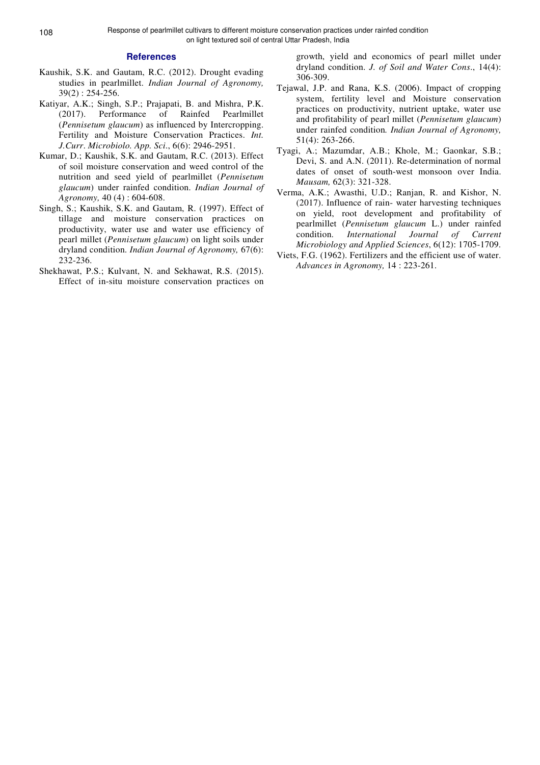## References

Kaushik, S.K. and Gautam, R.C. (2012). Drought evading studies in pearlmillet. *Indian Journal of Agronomy,* 39(2) : 254-256.

Katiyar, A.K.; Singh, S.P.; Prajapati, B. and Mishra, P.K. (2017). Performance of Rainfed Pearlmillet (*Pennisetum glaucum*) as influenced by Intercropping. Fertility and Moisture Conservation Practices. *Int. J.Curr. Microbiolo. App. Sci*., 6(6): 2946-2951.

Kumar, D.; Kaushik, S.K. and Gautam, R.C. (2013). Effect of soil moisture conservation and weed control of the nutrition and seed yield of pearlmillet (*Pennisetum glaucum*) under rainfed condition. *Indian Journal of Agronomy,* 40 (4) : 604-608.

Singh, S.; Kaushik, S.K. and Gautam, R. (1997). Effect of tillage and moisture conservation practices on productivity, water use and water use efficiency of pearl millet (*Pennisetum glaucum*) on light soils under dryland condition. *Indian Journal of Agronomy,* 67(6): 232-236.

Shekhawat, P.S.; Kulvant, N. and Sekhawat, R.S. (2015). Effect of in-situ moisture conservation practices on growth, yield and economics of pearl millet under dryland condition. *J. of Soil and Water Cons*., 14(4): 306-309.

Tejawal, J.P. and Rana, K.S. (2006). Impact of cropping system, fertility level and Moisture conservation practices on productivity, nutrient uptake, water use and profitability of pearl millet (*Pennisetum glaucum*) under rainfed condition*. Indian Journal of Agronomy,* 51(4): 263-266.

Tyagi, A.; Mazumdar, A.B.; Khole, M.; Gaonkar, S.B.; Devi, S. and A.N. (2011). Re-determination of normal dates of onset of south-west monsoon over India. *Mausam,* 62(3): 321-328.

Verma, A.K.; Awasthi, U.D.; Ranjan, R. and Kishor, N. (2017). Influence of rain- water harvesting techniques on yield, root development and profitability of pearlmillet (*Pennisetum glaucum* L.) under rainfed condition. *International Journal of Current Microbiology and Applied Sciences*, 6(12): 1705-1709.

Viets, F.G. (1962). Fertilizers and the efficient use of water. *Advances in Agronomy,* 14 : 223-261.